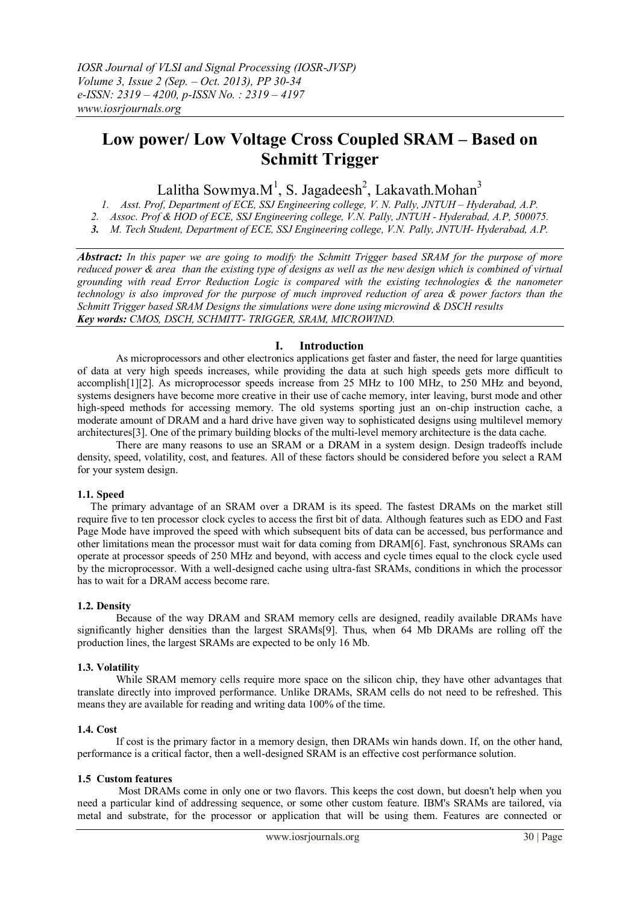# Low power/ Low Voltage Cross Coupled SRAM – Based on Schmitt Trigger

Lalitha Sowmya.M[1], S. Jagadeesh[2], Lakavath.Mohan[3]

*1. Asst. Prof, Department of ECE, SSJ Engineering college, V. N. Pally, JNTUH – Hyderabad, A.P.*
*2. Assoc. Prof & HOD of ECE, SSJ Engineering college, V.N. Pally, JNTUH - Hyderabad, A.P, 500075.*
*3. M. Tech Student, Department of ECE, SSJ Engineering college, V.N. Pally, JNTUH- Hyderabad, A.P.*

***Abstract:*** *In this paper we are going to modify the Schmitt Trigger based SRAM for the purpose of more reduced power & area than the existing type of designs as well as the new design which is combined of virtual grounding with read Error Reduction Logic is compared with the existing technologies & the nanometer technology is also improved for the purpose of much improved reduction of area & power factors than the Schmitt Trigger based SRAM Designs the simulations were done using microwind & DSCH results*

***Key words:*** *CMOS, DSCH, SCHMITT- TRIGGER, SRAM, MICROWIND.*

## I. Introduction

As microprocessors and other electronics applications get faster and faster, the need for large quantities of data at very high speeds increases, while providing the data at such high speeds gets more difficult to accomplish[1][2]. As microprocessor speeds increase from 25 MHz to 100 MHz, to 250 MHz and beyond, systems designers have become more creative in their use of cache memory, inter leaving, burst mode and other high-speed methods for accessing memory. The old systems sporting just an on-chip instruction cache, a moderate amount of DRAM and a hard drive have given way to sophisticated designs using multilevel memory architectures[3]. One of the primary building blocks of the multi-level memory architecture is the data cache.

There are many reasons to use an SRAM or a DRAM in a system design. Design tradeoffs include density, speed, volatility, cost, and features. All of these factors should be considered before you select a RAM for your system design.

### 1.1. Speed

The primary advantage of an SRAM over a DRAM is its speed. The fastest DRAMs on the market still require five to ten processor clock cycles to access the first bit of data. Although features such as EDO and Fast Page Mode have improved the speed with which subsequent bits of data can be accessed, bus performance and other limitations mean the processor must wait for data coming from DRAM[6]. Fast, synchronous SRAMs can operate at processor speeds of 250 MHz and beyond, with access and cycle times equal to the clock cycle used by the microprocessor. With a well-designed cache using ultra-fast SRAMs, conditions in which the processor has to wait for a DRAM access become rare.

### 1.2. Density

Because of the way DRAM and SRAM memory cells are designed, readily available DRAMs have significantly higher densities than the largest SRAMs[9]. Thus, when 64 Mb DRAMs are rolling off the production lines, the largest SRAMs are expected to be only 16 Mb.

### 1.3. Volatility

While SRAM memory cells require more space on the silicon chip, they have other advantages that translate directly into improved performance. Unlike DRAMs, SRAM cells do not need to be refreshed. This means they are available for reading and writing data 100% of the time.

### 1.4. Cost

If cost is the primary factor in a memory design, then DRAMs win hands down. If, on the other hand, performance is a critical factor, then a well-designed SRAM is an effective cost performance solution.

### 1.5 Custom features

Most DRAMs come in only one or two flavors. This keeps the cost down, but doesn't help when you need a particular kind of addressing sequence, or some other custom feature. IBM's SRAMs are tailored, via metal and substrate, for the processor or application that will be using them. Features are connected or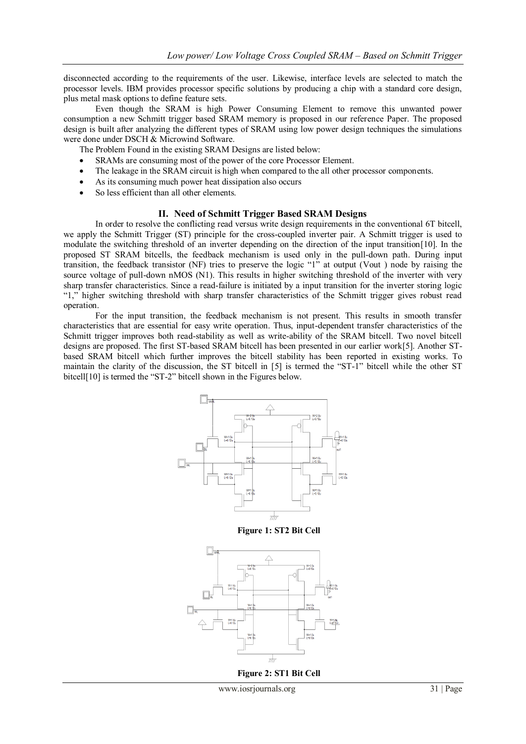disconnected according to the requirements of the user. Likewise, interface levels are selected to match the processor levels. IBM provides processor specific solutions by producing a chip with a standard core design, plus metal mask options to define feature sets.

Even though the SRAM is high Power Consuming Element to remove this unwanted power consumption a new Schmitt trigger based SRAM memory is proposed in our reference Paper. The proposed design is built after analyzing the different types of SRAM using low power design techniques the simulations were done under DSCH & Microwind Software.

The Problem Found in the existing SRAM Designs are listed below:

- SRAMs are consuming most of the power of the core Processor Element.
- The leakage in the SRAM circuit is high when compared to the all other processor components.
- As its consuming much power heat dissipation also occurs
- So less efficient than all other elements.

## II. Need of Schmitt Trigger Based SRAM Designs

In order to resolve the conflicting read versus write design requirements in the conventional 6T bitcell, we apply the Schmitt Trigger (ST) principle for the cross-coupled inverter pair. A Schmitt trigger is used to modulate the switching threshold of an inverter depending on the direction of the input transition[10]. In the proposed ST SRAM bitcells, the feedback mechanism is used only in the pull-down path. During input transition, the feedback transistor (NF) tries to preserve the logic "1" at output (Vout ) node by raising the source voltage of pull-down nMOS (N1). This results in higher switching threshold of the inverter with very sharp transfer characteristics. Since a read-failure is initiated by a input transition for the inverter storing logic "1," higher switching threshold with sharp transfer characteristics of the Schmitt trigger gives robust read operation.

For the input transition, the feedback mechanism is not present. This results in smooth transfer characteristics that are essential for easy write operation. Thus, input-dependent transfer characteristics of the Schmitt trigger improves both read-stability as well as write-ability of the SRAM bitcell. Two novel bitcell designs are proposed. The first ST-based SRAM bitcell has been presented in our earlier work[5]. Another ST-based SRAM bitcell which further improves the bitcell stability has been reported in existing works. To maintain the clarity of the discussion, the ST bitcell in [5] is termed the "ST-1" bitcell while the other ST bitcell[10] is termed the "ST-2" bitcell shown in the Figures below.

**Figure 1: ST2 Bit Cell**

**Figure 2: ST1 Bit Cell**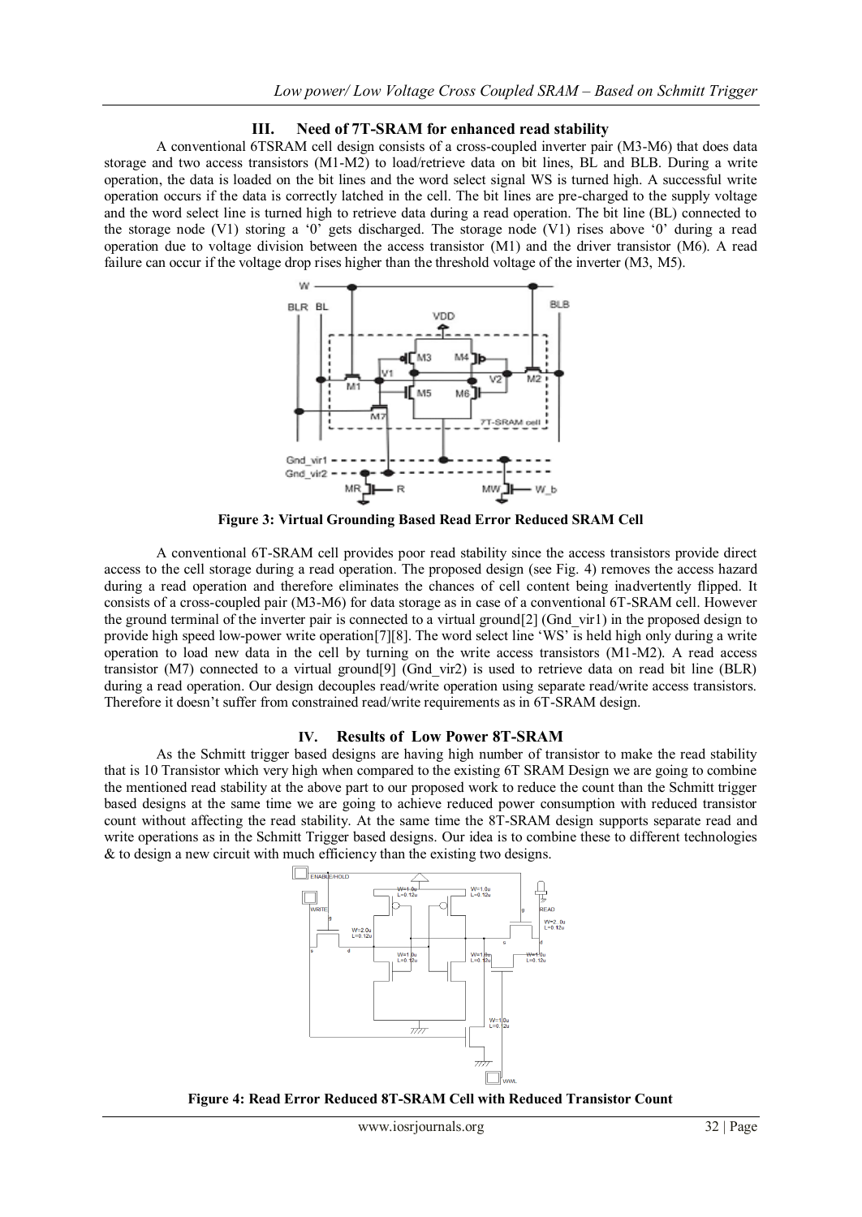## III. Need of 7T-SRAM for enhanced read stability

A conventional 6TSRAM cell design consists of a cross-coupled inverter pair (M3-M6) that does data storage and two access transistors (M1-M2) to load/retrieve data on bit lines, BL and BLB. During a write operation, the data is loaded on the bit lines and the word select signal WS is turned high. A successful write operation occurs if the data is correctly latched in the cell. The bit lines are pre-charged to the supply voltage and the word select line is turned high to retrieve data during a read operation. The bit line (BL) connected to the storage node (V1) storing a '0' gets discharged. The storage node (V1) rises above '0' during a read operation due to voltage division between the access transistor (M1) and the driver transistor (M6). A read failure can occur if the voltage drop rises higher than the threshold voltage of the inverter (M3, M5).

**Figure 3: Virtual Grounding Based Read Error Reduced SRAM Cell**

A conventional 6T-SRAM cell provides poor read stability since the access transistors provide direct access to the cell storage during a read operation. The proposed design (see Fig. 4) removes the access hazard during a read operation and therefore eliminates the chances of cell content being inadvertently flipped. It consists of a cross-coupled pair (M3-M6) for data storage as in case of a conventional 6T-SRAM cell. However the ground terminal of the inverter pair is connected to a virtual ground[2] (Gnd_vir1) in the proposed design to provide high speed low-power write operation[7][8]. The word select line 'WS' is held high only during a write operation to load new data in the cell by turning on the write access transistors (M1-M2). A read access transistor (M7) connected to a virtual ground[9] (Gnd_vir2) is used to retrieve data on read bit line (BLR) during a read operation. Our design decouples read/write operation using separate read/write access transistors. Therefore it doesn't suffer from constrained read/write requirements as in 6T-SRAM design.

## IV. Results of Low Power 8T-SRAM

As the Schmitt trigger based designs are having high number of transistor to make the read stability that is 10 Transistor which very high when compared to the existing 6T SRAM Design we are going to combine the mentioned read stability at the above part to our proposed work to reduce the count than the Schmitt trigger based designs at the same time we are going to achieve reduced power consumption with reduced transistor count without affecting the read stability. At the same time the 8T-SRAM design supports separate read and write operations as in the Schmitt Trigger based designs. Our idea is to combine these to different technologies & to design a new circuit with much efficiency than the existing two designs.

**Figure 4: Read Error Reduced 8T-SRAM Cell with Reduced Transistor Count**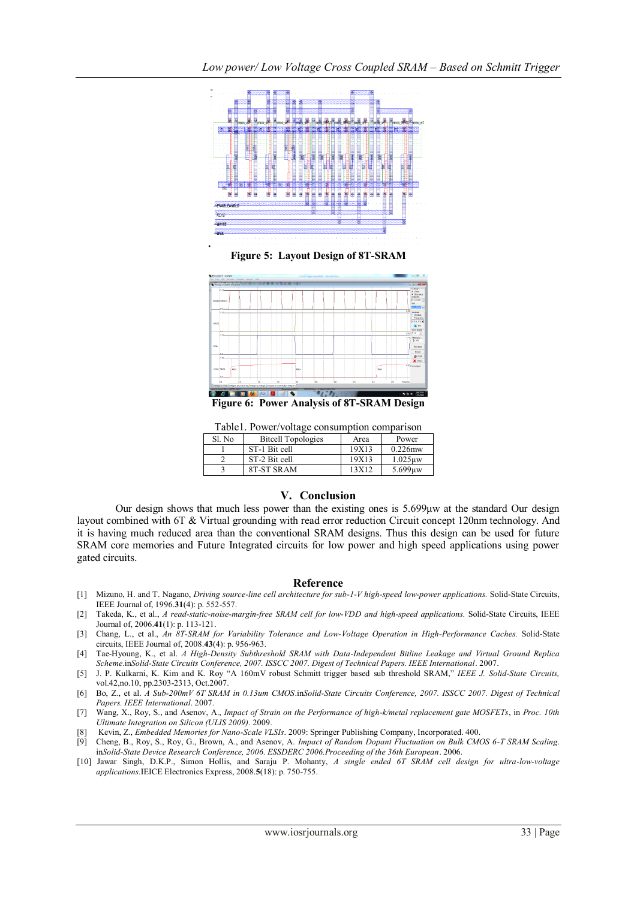**Figure 5: Layout Design of 8T-SRAM**

**Figure 6: Power Analysis of 8T-SRAM Design**

Table1. Power/voltage consumption comparison

| Sl. No | Bitcell Topologies | Area | Power |
|---|---|---|---|
| 1 | ST-1 Bit cell | 19X13 | 0.226mw |
| 2 | ST-2 Bit cell | 19X13 | 1.025µw |
| 3 | 8T-ST SRAM | 13X12 | 5.699µw |

## V. Conclusion

Our design shows that much less power than the existing ones is 5.699µw at the standard Our design layout combined with 6T & Virtual grounding with read error reduction Circuit concept 120nm technology. And it is having much reduced area than the conventional SRAM designs. Thus this design can be used for future SRAM core memories and Future Integrated circuits for low power and high speed applications using power gated circuits.

## Reference

[1] Mizuno, H. and T. Nagano, *Driving source-line cell architecture for sub-1-V high-speed low-power applications.* Solid-State Circuits, IEEE Journal of, 1996.**31**(4): p. 552-557.

[2] Takeda, K., et al., *A read-static-noise-margin-free SRAM cell for low-VDD and high-speed applications.* Solid-State Circuits, IEEE Journal of, 2006.**41**(1): p. 113-121.

[3] Chang, L., et al., *An 8T-SRAM for Variability Tolerance and Low-Voltage Operation in High-Performance Caches.* Solid-State circuits, IEEE Journal of, 2008.**43**(4): p. 956-963.

[4] Tae-Hyoung, K., et al. *A High-Density Subthreshold SRAM with Data-Independent Bitline Leakage and Virtual Ground Replica Scheme.*in*Solid-State Circuits Conference, 2007. ISSCC 2007. Digest of Technical Papers. IEEE International*. 2007.

[5] J. P. Kulkarni, K. Kim and K. Roy "A 160mV robust Schmitt trigger based sub threshold SRAM," *IEEE J. Solid-State Circuits,* vol.42,no.10, pp.2303-2313, Oct.2007.

[6] Bo, Z., et al. *A Sub-200mV 6T SRAM in 0.13um CMOS.*in*Solid-State Circuits Conference, 2007. ISSCC 2007. Digest of Technical Papers. IEEE International*. 2007.

[7] Wang, X., Roy, S., and Asenov, A., *Impact of Strain on the Performance of high-k/metal replacement gate MOSFETs*, in *Proc. 10th Ultimate Integration on Silicon (ULIS 2009)*. 2009.

[8] Kevin, Z., *Embedded Memories for Nano-Scale VLSIs*. 2009: Springer Publishing Company, Incorporated. 400.

[9] Cheng, B., Roy, S., Roy, G., Brown, A., and Asenov, A. *Impact of Random Dopant Fluctuation on Bulk CMOS 6-T SRAM Scaling*. in*Solid-State Device Research Conference, 2006. ESSDERC 2006.Proceeding of the 36th European*. 2006.

[10] Jawar Singh, D.K.P., Simon Hollis, and Saraju P. Mohanty, *A single ended 6T SRAM cell design for ultra-low-voltage applications.*IEICE Electronics Express, 2008.**5**(18): p. 750-755.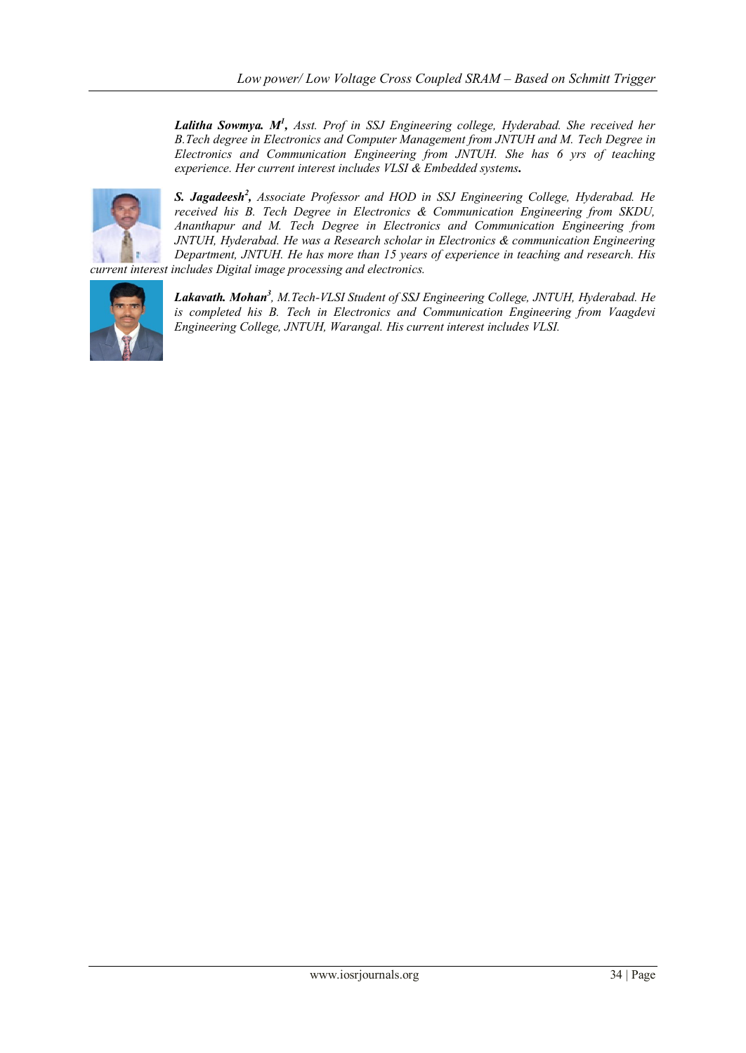**Lalitha Sowmya. M[1],** *Asst. Prof in SSJ Engineering college, Hyderabad. She received her B.Tech degree in Electronics and Computer Management from JNTUH and M. Tech Degree in Electronics and Communication Engineering from JNTUH. She has 6 yrs of teaching experience. Her current interest includes VLSI & Embedded systems.*

**S. Jagadeesh[2],** *Associate Professor and HOD in SSJ Engineering College, Hyderabad. He received his B. Tech Degree in Electronics & Communication Engineering from SKDU, Ananthapur and M. Tech Degree in Electronics and Communication Engineering from JNTUH, Hyderabad. He was a Research scholar in Electronics & communication Engineering Department, JNTUH. He has more than 15 years of experience in teaching and research. His current interest includes Digital image processing and electronics.*

**Lakavath. Mohan[3]**, *M.Tech-VLSI Student of SSJ Engineering College, JNTUH, Hyderabad. He is completed his B. Tech in Electronics and Communication Engineering from Vaagdevi Engineering College, JNTUH, Warangal. His current interest includes VLSI.*